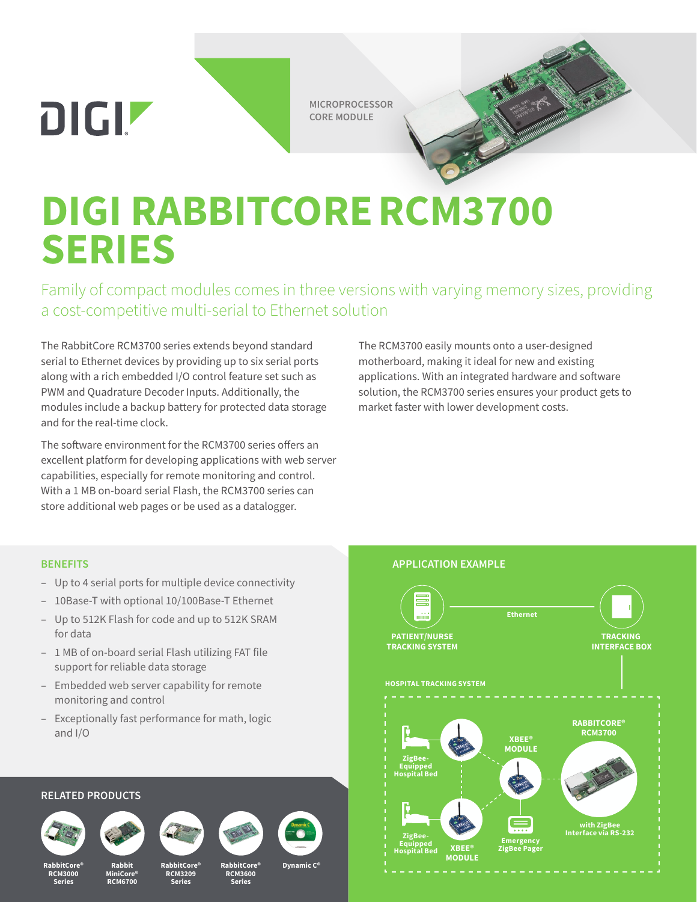DIGI

MICROPROCESSOR CORE MODULE

# DIGI RABBITCORE RCM3700 SERIES

## Family of compact modules comes in three versions with varying memory sizes, providing a cost-competitive multi-serial to Ethernet solution

The RabbitCore RCM3700 series extends beyond standard serial to Ethernet devices by providing up to six serial ports along with a rich embedded I/O control feature set such as PWM and Quadrature Decoder Inputs. Additionally, the modules include a backup battery for protected data storage and for the real-time clock.

The software environment for the RCM3700 series offers an excellent platform for developing applications with web server capabilities, especially for remote monitoring and control. With a 1 MB on-board serial Flash, the RCM3700 series can store additional web pages or be used as a datalogger.

The RCM3700 easily mounts onto a user-designed motherboard, making it ideal for new and existing applications. With an integrated hardware and software solution, the RCM3700 series ensures your product gets to market faster with lower development costs.

### BENEFITS

- Up to 4 serial ports for multiple device connectivity
- 10Base-T with optional 10/100Base-T Ethernet
- Up to 512K Flash for code and up to 512K SRAM for data
- 1 MB of on-board serial Flash utilizing FAT file support for reliable data storage
- Embedded web server capability for remote monitoring and control
- Exceptionally fast performance for math, logic and I/O

### APPLICATION EXAMPLE

PATIENT/NURSE TRACKING SYSTEM — Ethernet — TRACKING INTERFACE BOX

HOSPITAL TRACKING SYSTEM

ZigBee-Equipped Hospital Bed; XBEE® MODULE; Emergency ZigBee Pager; RABBITCORE® RCM3700 with ZigBee Interface via RS-232

### RELATED PRODUCTS

- RabbitCore® RCM3000 Series
- Rabbit MiniCore® RCM6700
- RabbitCore® RCM3209 Series
- RabbitCore® RCM3600 Series
- Dynamic C®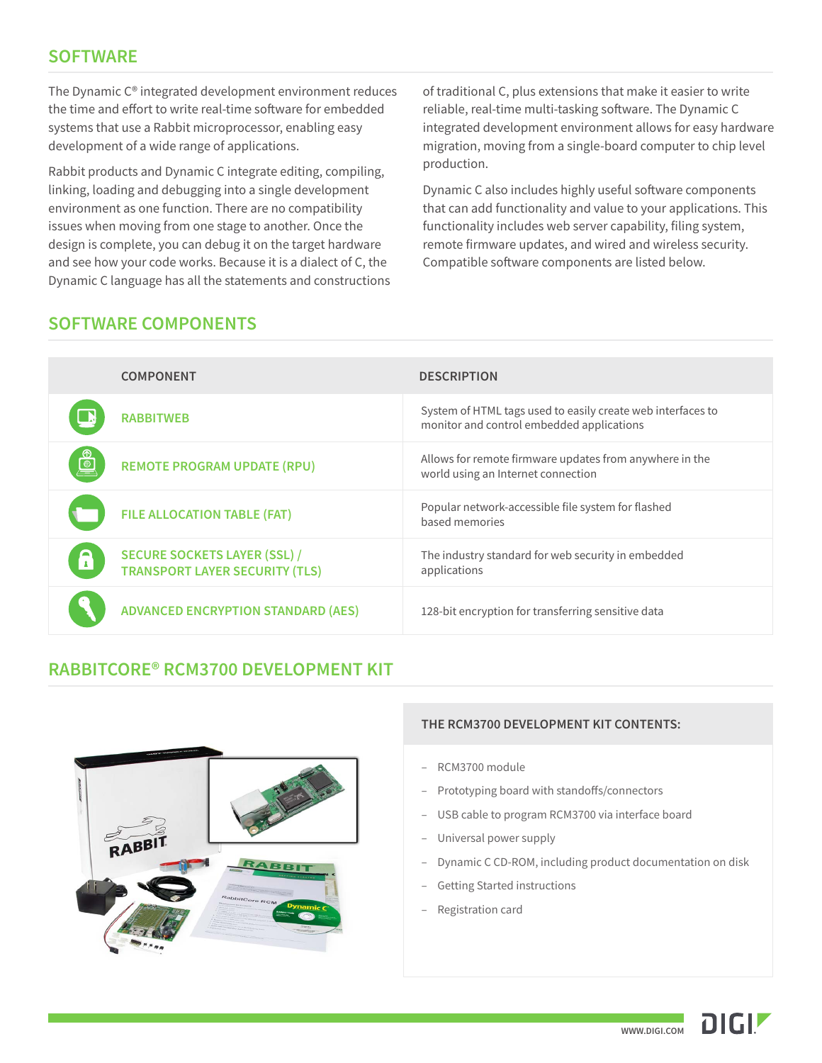## SOFTWARE

The Dynamic C® integrated development environment reduces the time and effort to write real-time software for embedded systems that use a Rabbit microprocessor, enabling easy development of a wide range of applications.

Rabbit products and Dynamic C integrate editing, compiling, linking, loading and debugging into a single development environment as one function. There are no compatibility issues when moving from one stage to another. Once the design is complete, you can debug it on the target hardware and see how your code works. Because it is a dialect of C, the Dynamic C language has all the statements and constructions of traditional C, plus extensions that make it easier to write reliable, real-time multi-tasking software. The Dynamic C integrated development environment allows for easy hardware migration, moving from a single-board computer to chip level production.

Dynamic C also includes highly useful software components that can add functionality and value to your applications. This functionality includes web server capability, filing system, remote firmware updates, and wired and wireless security. Compatible software components are listed below.

## SOFTWARE COMPONENTS

| COMPONENT | DESCRIPTION |
|---|---|
| RABBITWEB | System of HTML tags used to easily create web interfaces to monitor and control embedded applications |
| REMOTE PROGRAM UPDATE (RPU) | Allows for remote firmware updates from anywhere in the world using an Internet connection |
| FILE ALLOCATION TABLE (FAT) | Popular network-accessible file system for flashed based memories |
| SECURE SOCKETS LAYER (SSL) / TRANSPORT LAYER SECURITY (TLS) | The industry standard for web security in embedded applications |
| ADVANCED ENCRYPTION STANDARD (AES) | 128-bit encryption for transferring sensitive data |

## RABBITCORE® RCM3700 DEVELOPMENT KIT

**THE RCM3700 DEVELOPMENT KIT CONTENTS:**

- RCM3700 module
- Prototyping board with standoffs/connectors
- USB cable to program RCM3700 via interface board
- Universal power supply
- Dynamic C CD-ROM, including product documentation on disk
- Getting Started instructions
- Registration card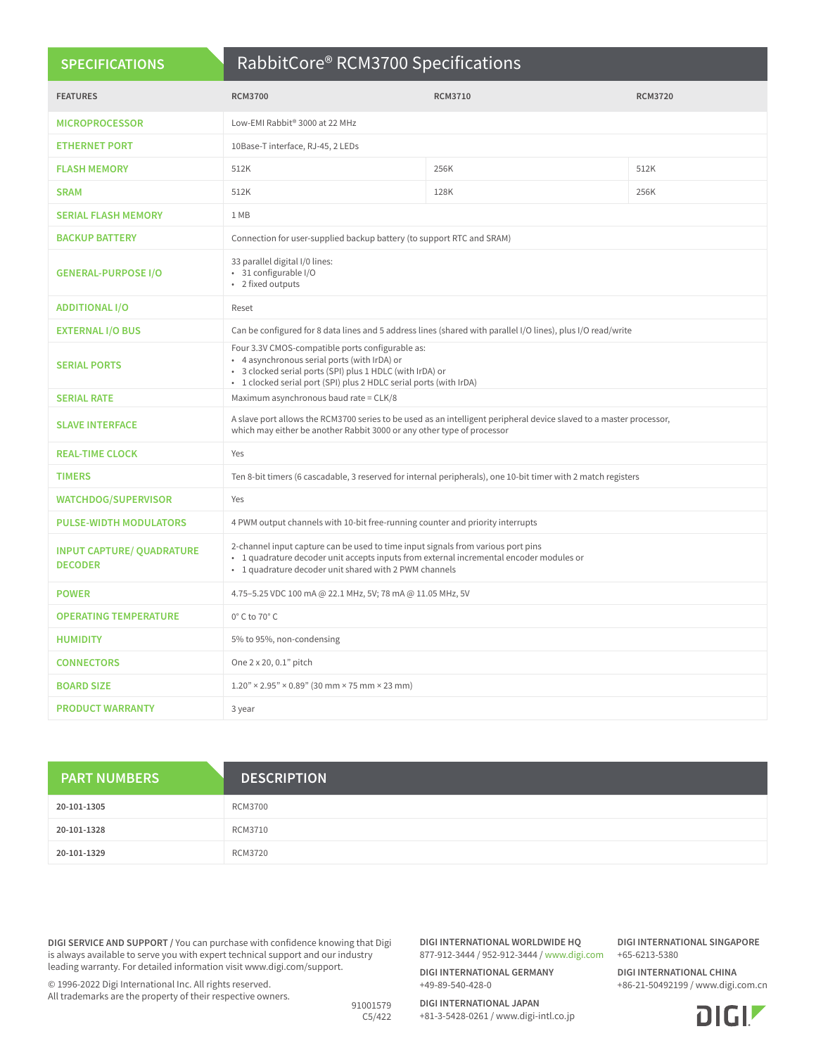## SPECIFICATIONS — RabbitCore® RCM3700 Specifications

| FEATURES | RCM3700 | RCM3710 | RCM3720 |
|---|---|---|---|
| MICROPROCESSOR | Low-EMI Rabbit® 3000 at 22 MHz | | |
| ETHERNET PORT | 10Base-T interface, RJ-45, 2 LEDs | | |
| FLASH MEMORY | 512K | 256K | 512K |
| SRAM | 512K | 128K | 256K |
| SERIAL FLASH MEMORY | 1 MB | | |
| BACKUP BATTERY | Connection for user-supplied backup battery (to support RTC and SRAM) | | |
| GENERAL-PURPOSE I/O | 33 parallel digital I/0 lines:<br>• 31 configurable I/O<br>• 2 fixed outputs | | |
| ADDITIONAL I/O | Reset | | |
| EXTERNAL I/O BUS | Can be configured for 8 data lines and 5 address lines (shared with parallel I/O lines), plus I/O read/write | | |
| SERIAL PORTS | Four 3.3V CMOS-compatible ports configurable as:<br>• 4 asynchronous serial ports (with IrDA) or<br>• 3 clocked serial ports (SPI) plus 1 HDLC (with IrDA) or<br>• 1 clocked serial port (SPI) plus 2 HDLC serial ports (with IrDA) | | |
| SERIAL RATE | Maximum asynchronous baud rate = CLK/8 | | |
| SLAVE INTERFACE | A slave port allows the RCM3700 series to be used as an intelligent peripheral device slaved to a master processor, which may either be another Rabbit 3000 or any other type of processor | | |
| REAL-TIME CLOCK | Yes | | |
| TIMERS | Ten 8-bit timers (6 cascadable, 3 reserved for internal peripherals), one 10-bit timer with 2 match registers | | |
| WATCHDOG/SUPERVISOR | Yes | | |
| PULSE-WIDTH MODULATORS | 4 PWM output channels with 10-bit free-running counter and priority interrupts | | |
| INPUT CAPTURE/ QUADRATURE DECODER | 2-channel input capture can be used to time input signals from various port pins<br>• 1 quadrature decoder unit accepts inputs from external incremental encoder modules or<br>• 1 quadrature decoder unit shared with 2 PWM channels | | |
| POWER | 4.75–5.25 VDC 100 mA @ 22.1 MHz, 5V; 78 mA @ 11.05 MHz, 5V | | |
| OPERATING TEMPERATURE | 0° C to 70° C | | |
| HUMIDITY | 5% to 95%, non-condensing | | |
| CONNECTORS | One 2 x 20, 0.1” pitch | | |
| BOARD SIZE | 1.20” × 2.95” × 0.89” (30 mm × 75 mm × 23 mm) | | |
| PRODUCT WARRANTY | 3 year | | |

| PART NUMBERS | DESCRIPTION |
|---|---|
| 20-101-1305 | RCM3700 |
| 20-101-1328 | RCM3710 |
| 20-101-1329 | RCM3720 |

**DIGI SERVICE AND SUPPORT /** You can purchase with confidence knowing that Digi is always available to serve you with expert technical support and our industry leading warranty. For detailed information visit www.digi.com/support.

© 1996-2022 Digi International Inc. All rights reserved.
All trademarks are the property of their respective owners.

91001579
C5/422

**DIGI INTERNATIONAL WORLDWIDE HQ**
877-912-3444 / 952-912-3444 / www.digi.com

**DIGI INTERNATIONAL GERMANY**
+49-89-540-428-0

**DIGI INTERNATIONAL JAPAN**
+81-3-5428-0261 / www.digi-intl.co.jp

**DIGI INTERNATIONAL SINGAPORE**
+65-6213-5380

**DIGI INTERNATIONAL CHINA**
+86-21-50492199 / www.digi.com.cn